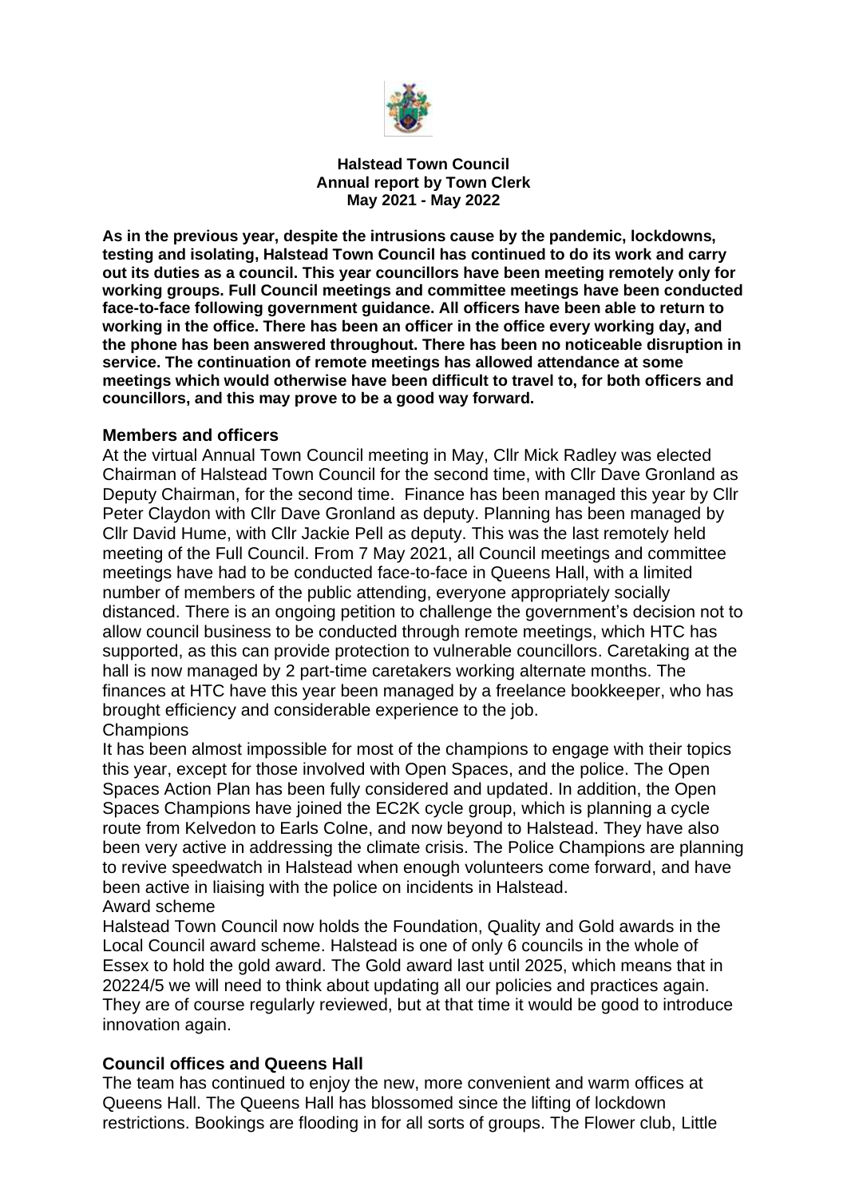**Halstead Town Council**
**Annual report by Town Clerk**
**May 2021 - May 2022**

**As in the previous year, despite the intrusions cause by the pandemic, lockdowns, testing and isolating, Halstead Town Council has continued to do its work and carry out its duties as a council. This year councillors have been meeting remotely only for working groups. Full Council meetings and committee meetings have been conducted face-to-face following government guidance. All officers have been able to return to working in the office. There has been an officer in the office every working day, and the phone has been answered throughout. There has been no noticeable disruption in service. The continuation of remote meetings has allowed attendance at some meetings which would otherwise have been difficult to travel to, for both officers and councillors, and this may prove to be a good way forward.**

## Members and officers

At the virtual Annual Town Council meeting in May, Cllr Mick Radley was elected Chairman of Halstead Town Council for the second time, with Cllr Dave Gronland as Deputy Chairman, for the second time. Finance has been managed this year by Cllr Peter Claydon with Cllr Dave Gronland as deputy. Planning has been managed by Cllr David Hume, with Cllr Jackie Pell as deputy. This was the last remotely held meeting of the Full Council. From 7 May 2021, all Council meetings and committee meetings have had to be conducted face-to-face in Queens Hall, with a limited number of members of the public attending, everyone appropriately socially distanced. There is an ongoing petition to challenge the government's decision not to allow council business to be conducted through remote meetings, which HTC has supported, as this can provide protection to vulnerable councillors. Caretaking at the hall is now managed by 2 part-time caretakers working alternate months. The finances at HTC have this year been managed by a freelance bookkeeper, who has brought efficiency and considerable experience to the job.

Champions

It has been almost impossible for most of the champions to engage with their topics this year, except for those involved with Open Spaces, and the police. The Open Spaces Action Plan has been fully considered and updated. In addition, the Open Spaces Champions have joined the EC2K cycle group, which is planning a cycle route from Kelvedon to Earls Colne, and now beyond to Halstead. They have also been very active in addressing the climate crisis. The Police Champions are planning to revive speedwatch in Halstead when enough volunteers come forward, and have been active in liaising with the police on incidents in Halstead.

Award scheme

Halstead Town Council now holds the Foundation, Quality and Gold awards in the Local Council award scheme. Halstead is one of only 6 councils in the whole of Essex to hold the gold award. The Gold award last until 2025, which means that in 20224/5 we will need to think about updating all our policies and practices again. They are of course regularly reviewed, but at that time it would be good to introduce innovation again.

## Council offices and Queens Hall

The team has continued to enjoy the new, more convenient and warm offices at Queens Hall. The Queens Hall has blossomed since the lifting of lockdown restrictions. Bookings are flooding in for all sorts of groups. The Flower club, Little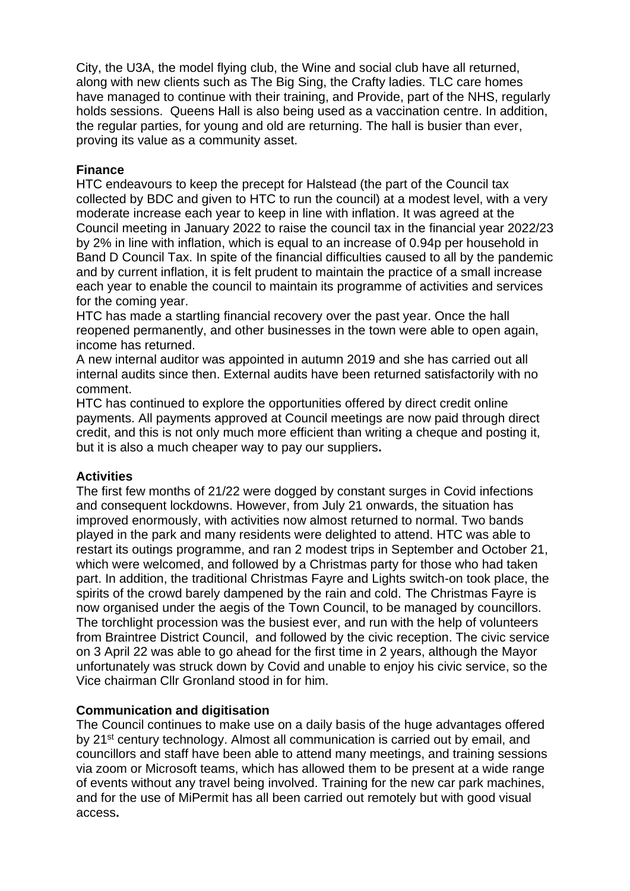City, the U3A, the model flying club, the Wine and social club have all returned, along with new clients such as The Big Sing, the Crafty ladies. TLC care homes have managed to continue with their training, and Provide, part of the NHS, regularly holds sessions. Queens Hall is also being used as a vaccination centre. In addition, the regular parties, for young and old are returning. The hall is busier than ever, proving its value as a community asset.

**Finance**

HTC endeavours to keep the precept for Halstead (the part of the Council tax collected by BDC and given to HTC to run the council) at a modest level, with a very moderate increase each year to keep in line with inflation. It was agreed at the Council meeting in January 2022 to raise the council tax in the financial year 2022/23 by 2% in line with inflation, which is equal to an increase of 0.94p per household in Band D Council Tax. In spite of the financial difficulties caused to all by the pandemic and by current inflation, it is felt prudent to maintain the practice of a small increase each year to enable the council to maintain its programme of activities and services for the coming year.

HTC has made a startling financial recovery over the past year. Once the hall reopened permanently, and other businesses in the town were able to open again, income has returned.

A new internal auditor was appointed in autumn 2019 and she has carried out all internal audits since then. External audits have been returned satisfactorily with no comment.

HTC has continued to explore the opportunities offered by direct credit online payments. All payments approved at Council meetings are now paid through direct credit, and this is not only much more efficient than writing a cheque and posting it, but it is also a much cheaper way to pay our suppliers**.**

**Activities**

The first few months of 21/22 were dogged by constant surges in Covid infections and consequent lockdowns. However, from July 21 onwards, the situation has improved enormously, with activities now almost returned to normal. Two bands played in the park and many residents were delighted to attend. HTC was able to restart its outings programme, and ran 2 modest trips in September and October 21, which were welcomed, and followed by a Christmas party for those who had taken part. In addition, the traditional Christmas Fayre and Lights switch-on took place, the spirits of the crowd barely dampened by the rain and cold. The Christmas Fayre is now organised under the aegis of the Town Council, to be managed by councillors. The torchlight procession was the busiest ever, and run with the help of volunteers from Braintree District Council, and followed by the civic reception. The civic service on 3 April 22 was able to go ahead for the first time in 2 years, although the Mayor unfortunately was struck down by Covid and unable to enjoy his civic service, so the Vice chairman Cllr Gronland stood in for him.

**Communication and digitisation**

The Council continues to make use on a daily basis of the huge advantages offered by 21st century technology. Almost all communication is carried out by email, and councillors and staff have been able to attend many meetings, and training sessions via zoom or Microsoft teams, which has allowed them to be present at a wide range of events without any travel being involved. Training for the new car park machines, and for the use of MiPermit has all been carried out remotely but with good visual access**.**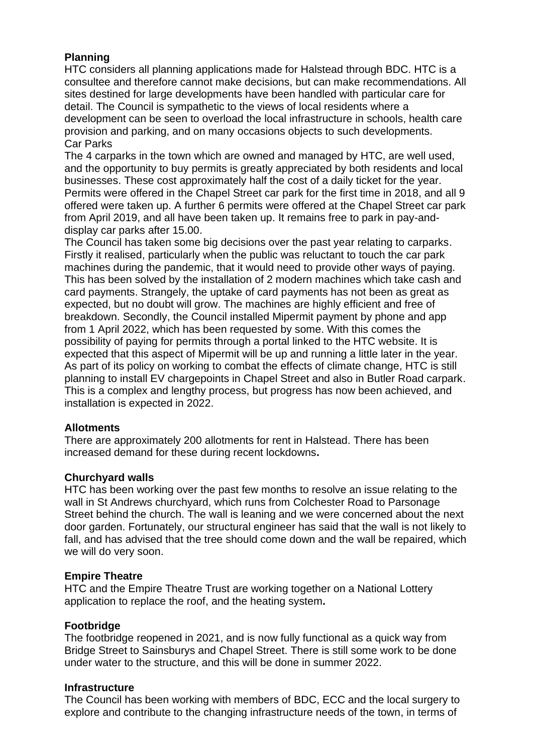**Planning**

HTC considers all planning applications made for Halstead through BDC. HTC is a consultee and therefore cannot make decisions, but can make recommendations. All sites destined for large developments have been handled with particular care for detail. The Council is sympathetic to the views of local residents where a development can be seen to overload the local infrastructure in schools, health care provision and parking, and on many occasions objects to such developments.

Car Parks

The 4 carparks in the town which are owned and managed by HTC, are well used, and the opportunity to buy permits is greatly appreciated by both residents and local businesses. These cost approximately half the cost of a daily ticket for the year. Permits were offered in the Chapel Street car park for the first time in 2018, and all 9 offered were taken up. A further 6 permits were offered at the Chapel Street car park from April 2019, and all have been taken up. It remains free to park in pay-and-display car parks after 15.00.

The Council has taken some big decisions over the past year relating to carparks. Firstly it realised, particularly when the public was reluctant to touch the car park machines during the pandemic, that it would need to provide other ways of paying. This has been solved by the installation of 2 modern machines which take cash and card payments. Strangely, the uptake of card payments has not been as great as expected, but no doubt will grow. The machines are highly efficient and free of breakdown. Secondly, the Council installed Mipermit payment by phone and app from 1 April 2022, which has been requested by some. With this comes the possibility of paying for permits through a portal linked to the HTC website. It is expected that this aspect of Mipermit will be up and running a little later in the year. As part of its policy on working to combat the effects of climate change, HTC is still planning to install EV chargepoints in Chapel Street and also in Butler Road carpark. This is a complex and lengthy process, but progress has now been achieved, and installation is expected in 2022.

**Allotments**

There are approximately 200 allotments for rent in Halstead. There has been increased demand for these during recent lockdowns**.**

**Churchyard walls**

HTC has been working over the past few months to resolve an issue relating to the wall in St Andrews churchyard, which runs from Colchester Road to Parsonage Street behind the church. The wall is leaning and we were concerned about the next door garden. Fortunately, our structural engineer has said that the wall is not likely to fall, and has advised that the tree should come down and the wall be repaired, which we will do very soon.

**Empire Theatre**

HTC and the Empire Theatre Trust are working together on a National Lottery application to replace the roof, and the heating system**.**

**Footbridge**

The footbridge reopened in 2021, and is now fully functional as a quick way from Bridge Street to Sainsburys and Chapel Street. There is still some work to be done under water to the structure, and this will be done in summer 2022.

**Infrastructure**

The Council has been working with members of BDC, ECC and the local surgery to explore and contribute to the changing infrastructure needs of the town, in terms of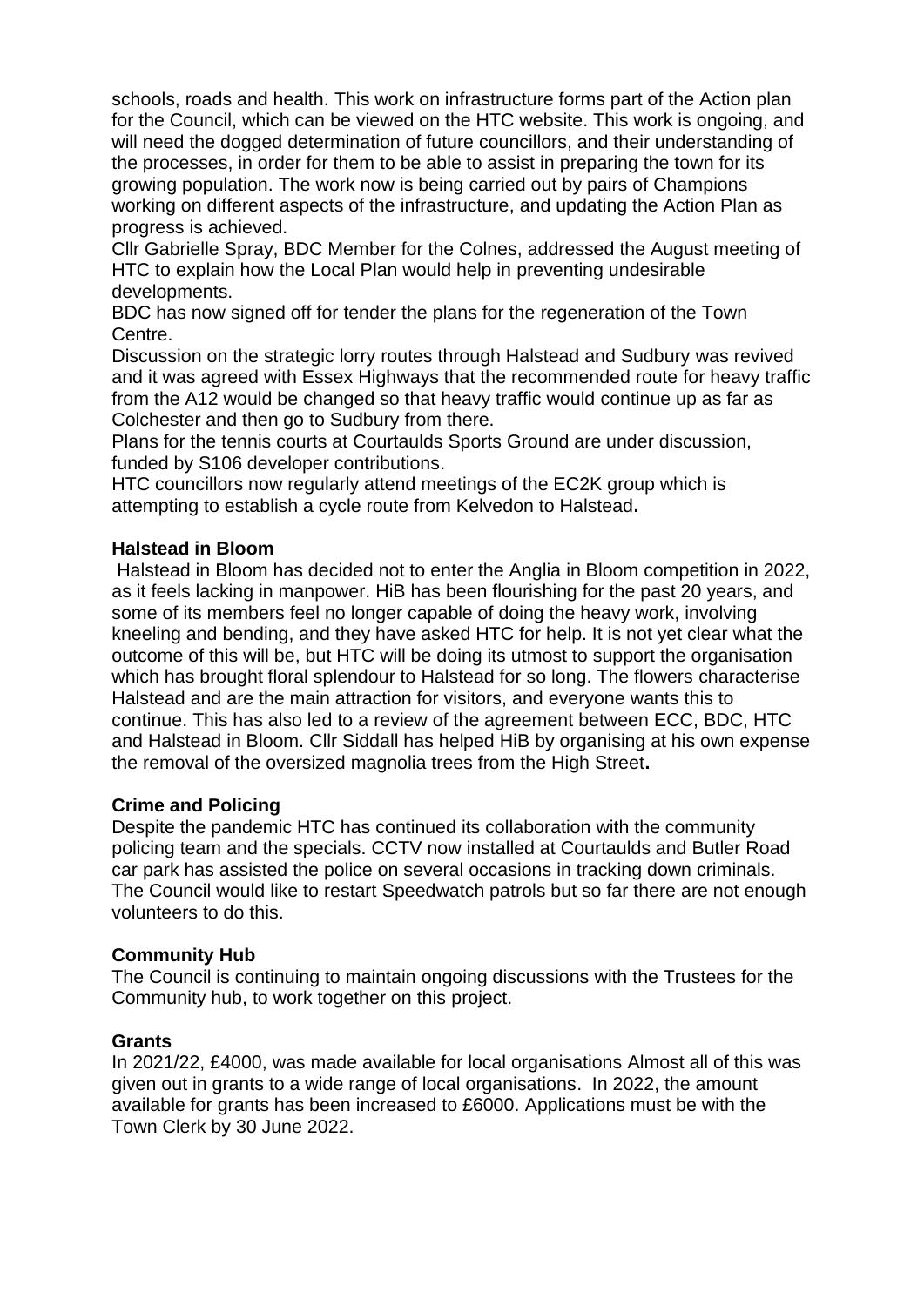schools, roads and health. This work on infrastructure forms part of the Action plan for the Council, which can be viewed on the HTC website. This work is ongoing, and will need the dogged determination of future councillors, and their understanding of the processes, in order for them to be able to assist in preparing the town for its growing population. The work now is being carried out by pairs of Champions working on different aspects of the infrastructure, and updating the Action Plan as progress is achieved.

Cllr Gabrielle Spray, BDC Member for the Colnes, addressed the August meeting of HTC to explain how the Local Plan would help in preventing undesirable developments.

BDC has now signed off for tender the plans for the regeneration of the Town Centre.

Discussion on the strategic lorry routes through Halstead and Sudbury was revived and it was agreed with Essex Highways that the recommended route for heavy traffic from the A12 would be changed so that heavy traffic would continue up as far as Colchester and then go to Sudbury from there.

Plans for the tennis courts at Courtaulds Sports Ground are under discussion, funded by S106 developer contributions.

HTC councillors now regularly attend meetings of the EC2K group which is attempting to establish a cycle route from Kelvedon to Halstead**.**

**Halstead in Bloom**

Halstead in Bloom has decided not to enter the Anglia in Bloom competition in 2022, as it feels lacking in manpower. HiB has been flourishing for the past 20 years, and some of its members feel no longer capable of doing the heavy work, involving kneeling and bending, and they have asked HTC for help. It is not yet clear what the outcome of this will be, but HTC will be doing its utmost to support the organisation which has brought floral splendour to Halstead for so long. The flowers characterise Halstead and are the main attraction for visitors, and everyone wants this to continue. This has also led to a review of the agreement between ECC, BDC, HTC and Halstead in Bloom. Cllr Siddall has helped HiB by organising at his own expense the removal of the oversized magnolia trees from the High Street**.**

**Crime and Policing**

Despite the pandemic HTC has continued its collaboration with the community policing team and the specials. CCTV now installed at Courtaulds and Butler Road car park has assisted the police on several occasions in tracking down criminals. The Council would like to restart Speedwatch patrols but so far there are not enough volunteers to do this.

**Community Hub**

The Council is continuing to maintain ongoing discussions with the Trustees for the Community hub, to work together on this project.

**Grants**

In 2021/22, £4000, was made available for local organisations Almost all of this was given out in grants to a wide range of local organisations. In 2022, the amount available for grants has been increased to £6000. Applications must be with the Town Clerk by 30 June 2022.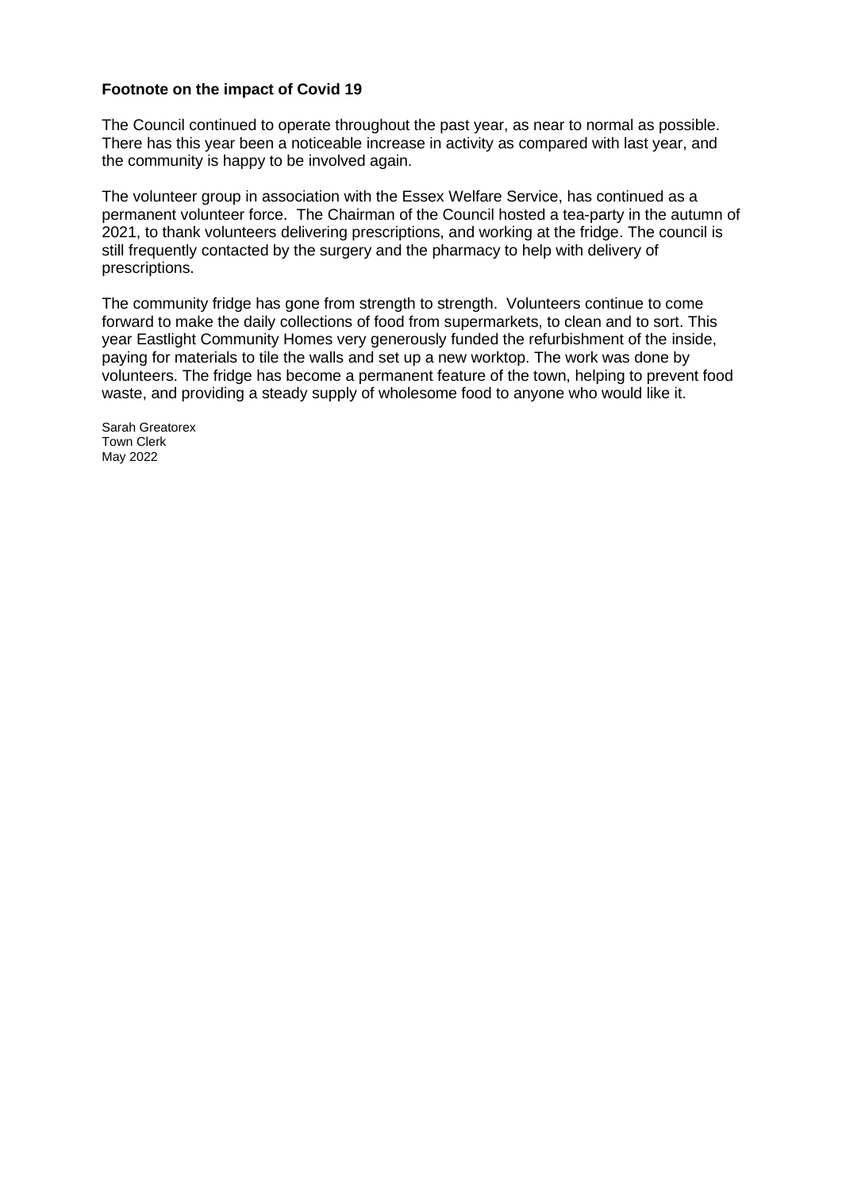**Footnote on the impact of Covid 19**

The Council continued to operate throughout the past year, as near to normal as possible. There has this year been a noticeable increase in activity as compared with last year, and the community is happy to be involved again.

The volunteer group in association with the Essex Welfare Service, has continued as a permanent volunteer force. The Chairman of the Council hosted a tea-party in the autumn of 2021, to thank volunteers delivering prescriptions, and working at the fridge. The council is still frequently contacted by the surgery and the pharmacy to help with delivery of prescriptions.

The community fridge has gone from strength to strength. Volunteers continue to come forward to make the daily collections of food from supermarkets, to clean and to sort. This year Eastlight Community Homes very generously funded the refurbishment of the inside, paying for materials to tile the walls and set up a new worktop. The work was done by volunteers. The fridge has become a permanent feature of the town, helping to prevent food waste, and providing a steady supply of wholesome food to anyone who would like it.

Sarah Greatorex
Town Clerk
May 2022